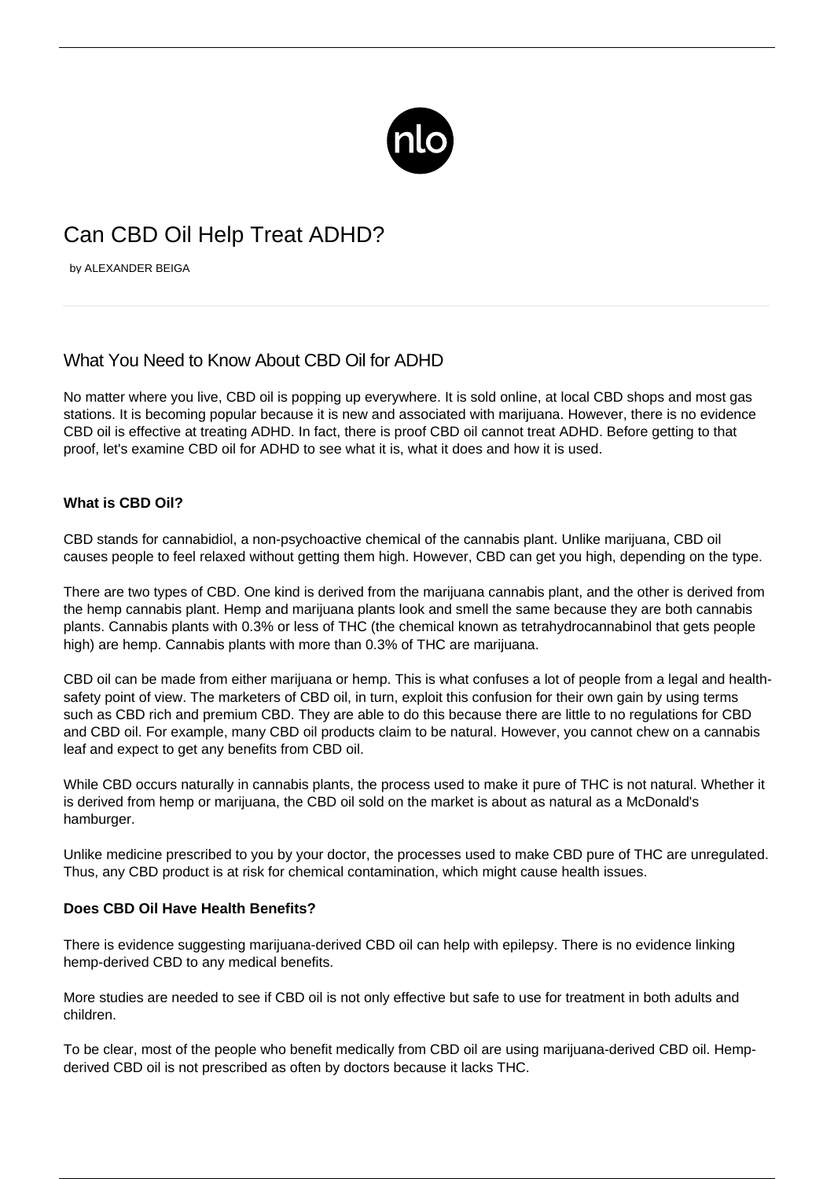# Can CBD Oil Help Treat ADHD?

by ALEXANDER BEIGA

## What You Need to Know About CBD Oil for ADHD

No matter where you live, CBD oil is popping up everywhere. It is sold online, at local CBD shops and most gas stations. It is becoming popular because it is new and associated with marijuana. However, there is no evidence CBD oil is effective at treating ADHD. In fact, there is proof CBD oil cannot treat ADHD. Before getting to that proof, let's examine CBD oil for ADHD to see what it is, what it does and how it is used.

**What is CBD Oil?**

CBD stands for cannabidiol, a non-psychoactive chemical of the cannabis plant. Unlike marijuana, CBD oil causes people to feel relaxed without getting them high. However, CBD can get you high, depending on the type.

There are two types of CBD. One kind is derived from the marijuana cannabis plant, and the other is derived from the hemp cannabis plant. Hemp and marijuana plants look and smell the same because they are both cannabis plants. Cannabis plants with 0.3% or less of THC (the chemical known as tetrahydrocannabinol that gets people high) are hemp. Cannabis plants with more than 0.3% of THC are marijuana.

CBD oil can be made from either marijuana or hemp. This is what confuses a lot of people from a legal and health-safety point of view. The marketers of CBD oil, in turn, exploit this confusion for their own gain by using terms such as CBD rich and premium CBD. They are able to do this because there are little to no regulations for CBD and CBD oil. For example, many CBD oil products claim to be natural. However, you cannot chew on a cannabis leaf and expect to get any benefits from CBD oil.

While CBD occurs naturally in cannabis plants, the process used to make it pure of THC is not natural. Whether it is derived from hemp or marijuana, the CBD oil sold on the market is about as natural as a McDonald's hamburger.

Unlike medicine prescribed to you by your doctor, the processes used to make CBD pure of THC are unregulated. Thus, any CBD product is at risk for chemical contamination, which might cause health issues.

**Does CBD Oil Have Health Benefits?**

There is evidence suggesting marijuana-derived CBD oil can help with epilepsy. There is no evidence linking hemp-derived CBD to any medical benefits.

More studies are needed to see if CBD oil is not only effective but safe to use for treatment in both adults and children.

To be clear, most of the people who benefit medically from CBD oil are using marijuana-derived CBD oil. Hemp-derived CBD oil is not prescribed as often by doctors because it lacks THC.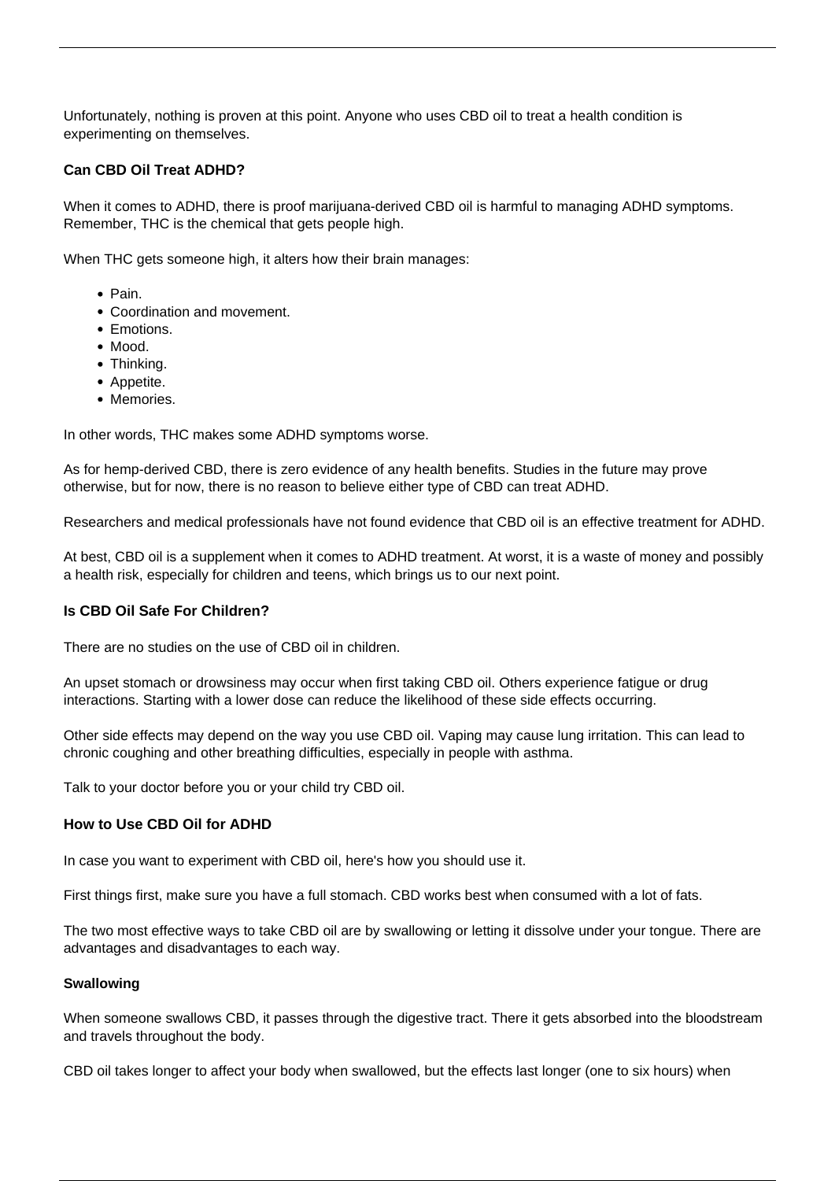Unfortunately, nothing is proven at this point. Anyone who uses CBD oil to treat a health condition is experimenting on themselves.

**Can CBD Oil Treat ADHD?**

When it comes to ADHD, there is proof marijuana-derived CBD oil is harmful to managing ADHD symptoms. Remember, THC is the chemical that gets people high.

When THC gets someone high, it alters how their brain manages:

- Pain.
- Coordination and movement.
- Emotions.
- Mood.
- Thinking.
- Appetite.
- Memories.

In other words, THC makes some ADHD symptoms worse.

As for hemp-derived CBD, there is zero evidence of any health benefits. Studies in the future may prove otherwise, but for now, there is no reason to believe either type of CBD can treat ADHD.

Researchers and medical professionals have not found evidence that CBD oil is an effective treatment for ADHD.

At best, CBD oil is a supplement when it comes to ADHD treatment. At worst, it is a waste of money and possibly a health risk, especially for children and teens, which brings us to our next point.

**Is CBD Oil Safe For Children?**

There are no studies on the use of CBD oil in children.

An upset stomach or drowsiness may occur when first taking CBD oil. Others experience fatigue or drug interactions. Starting with a lower dose can reduce the likelihood of these side effects occurring.

Other side effects may depend on the way you use CBD oil. Vaping may cause lung irritation. This can lead to chronic coughing and other breathing difficulties, especially in people with asthma.

Talk to your doctor before you or your child try CBD oil.

**How to Use CBD Oil for ADHD**

In case you want to experiment with CBD oil, here's how you should use it.

First things first, make sure you have a full stomach. CBD works best when consumed with a lot of fats.

The two most effective ways to take CBD oil are by swallowing or letting it dissolve under your tongue. There are advantages and disadvantages to each way.

**Swallowing**

When someone swallows CBD, it passes through the digestive tract. There it gets absorbed into the bloodstream and travels throughout the body.

CBD oil takes longer to affect your body when swallowed, but the effects last longer (one to six hours) when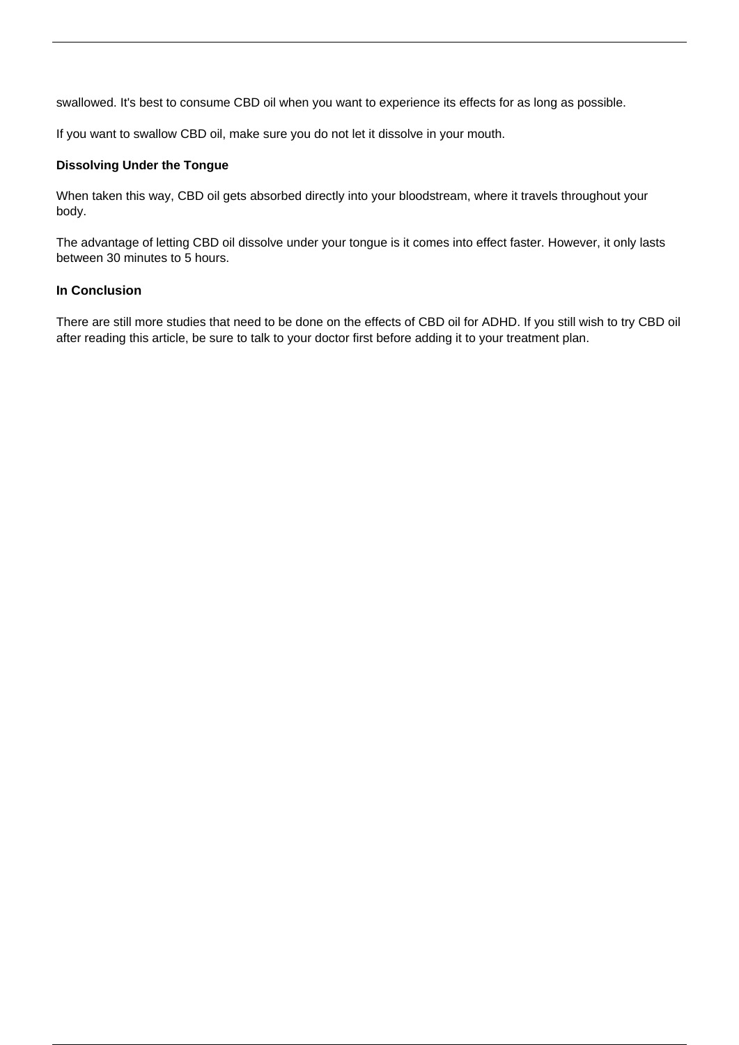swallowed. It's best to consume CBD oil when you want to experience its effects for as long as possible.

If you want to swallow CBD oil, make sure you do not let it dissolve in your mouth.

**Dissolving Under the Tongue**

When taken this way, CBD oil gets absorbed directly into your bloodstream, where it travels throughout your body.

The advantage of letting CBD oil dissolve under your tongue is it comes into effect faster. However, it only lasts between 30 minutes to 5 hours.

**In Conclusion**

There are still more studies that need to be done on the effects of CBD oil for ADHD. If you still wish to try CBD oil after reading this article, be sure to talk to your doctor first before adding it to your treatment plan.